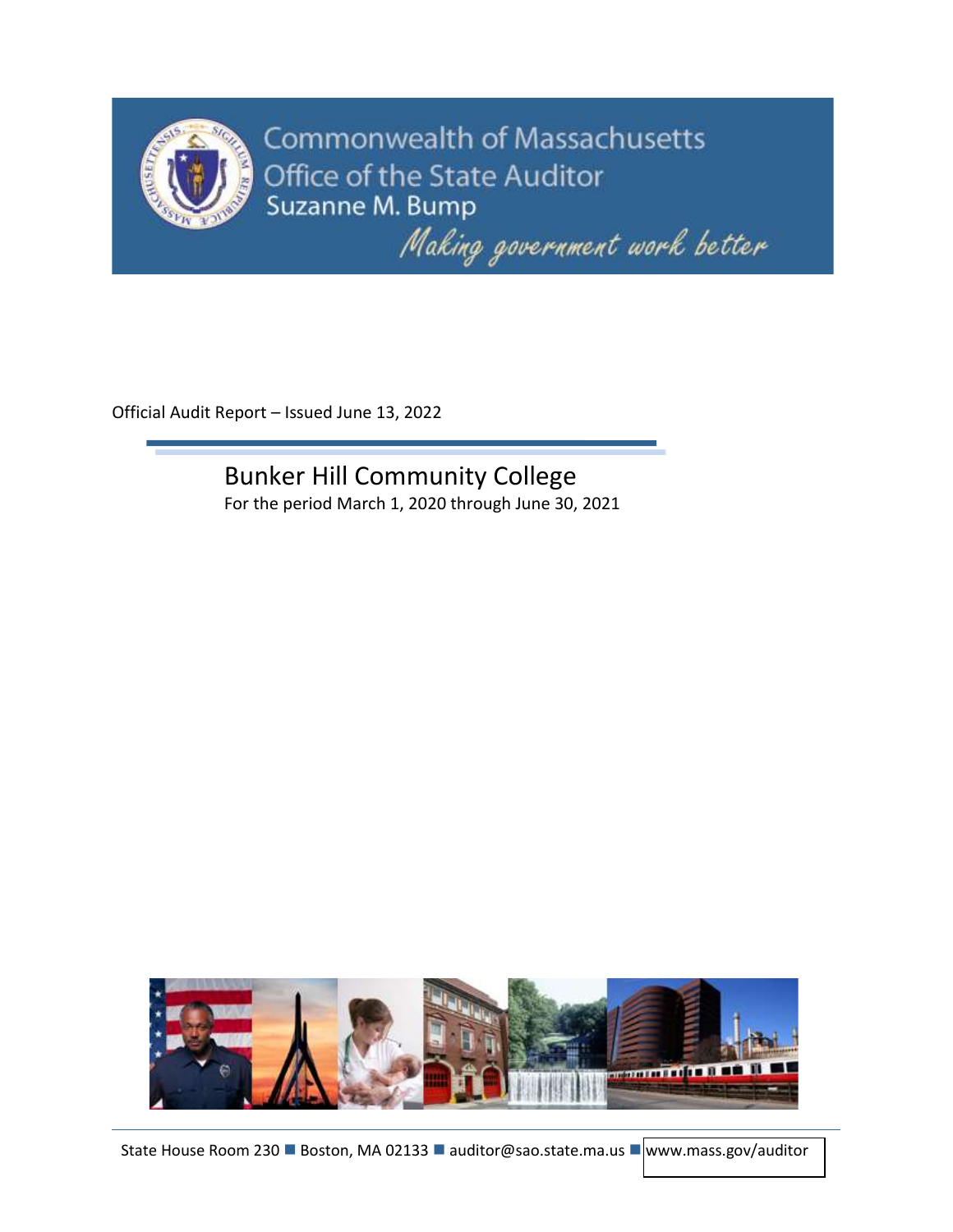Commonwealth of Massachusetts
Office of the State Auditor
Suzanne M. Bump

*Making government work better*

Official Audit Report – Issued June 13, 2022

# Bunker Hill Community College

For the period March 1, 2020 through June 30, 2021

State House Room 230 ■ Boston, MA 02133 ■ auditor@sao.state.ma.us ■ www.mass.gov/auditor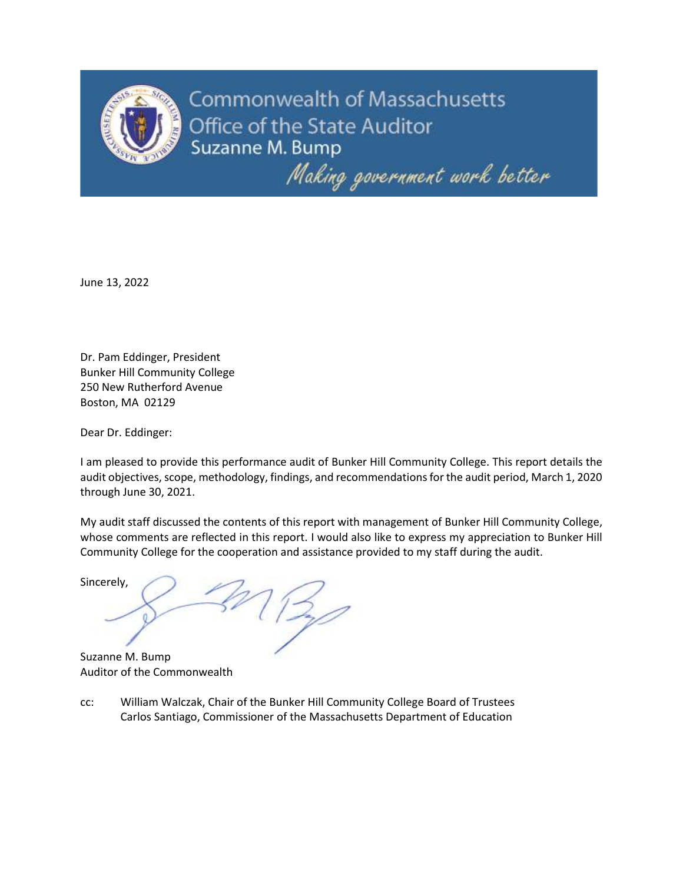Commonwealth of Massachusetts
Office of the State Auditor
Suzanne M. Bump

*Making government work better*

June 13, 2022

Dr. Pam Eddinger, President
Bunker Hill Community College
250 New Rutherford Avenue
Boston, MA 02129

Dear Dr. Eddinger:

I am pleased to provide this performance audit of Bunker Hill Community College. This report details the audit objectives, scope, methodology, findings, and recommendations for the audit period, March 1, 2020 through June 30, 2021.

My audit staff discussed the contents of this report with management of Bunker Hill Community College, whose comments are reflected in this report. I would also like to express my appreciation to Bunker Hill Community College for the cooperation and assistance provided to my staff during the audit.

Sincerely,

Suzanne M. Bump
Auditor of the Commonwealth

cc: William Walczak, Chair of the Bunker Hill Community College Board of Trustees
Carlos Santiago, Commissioner of the Massachusetts Department of Education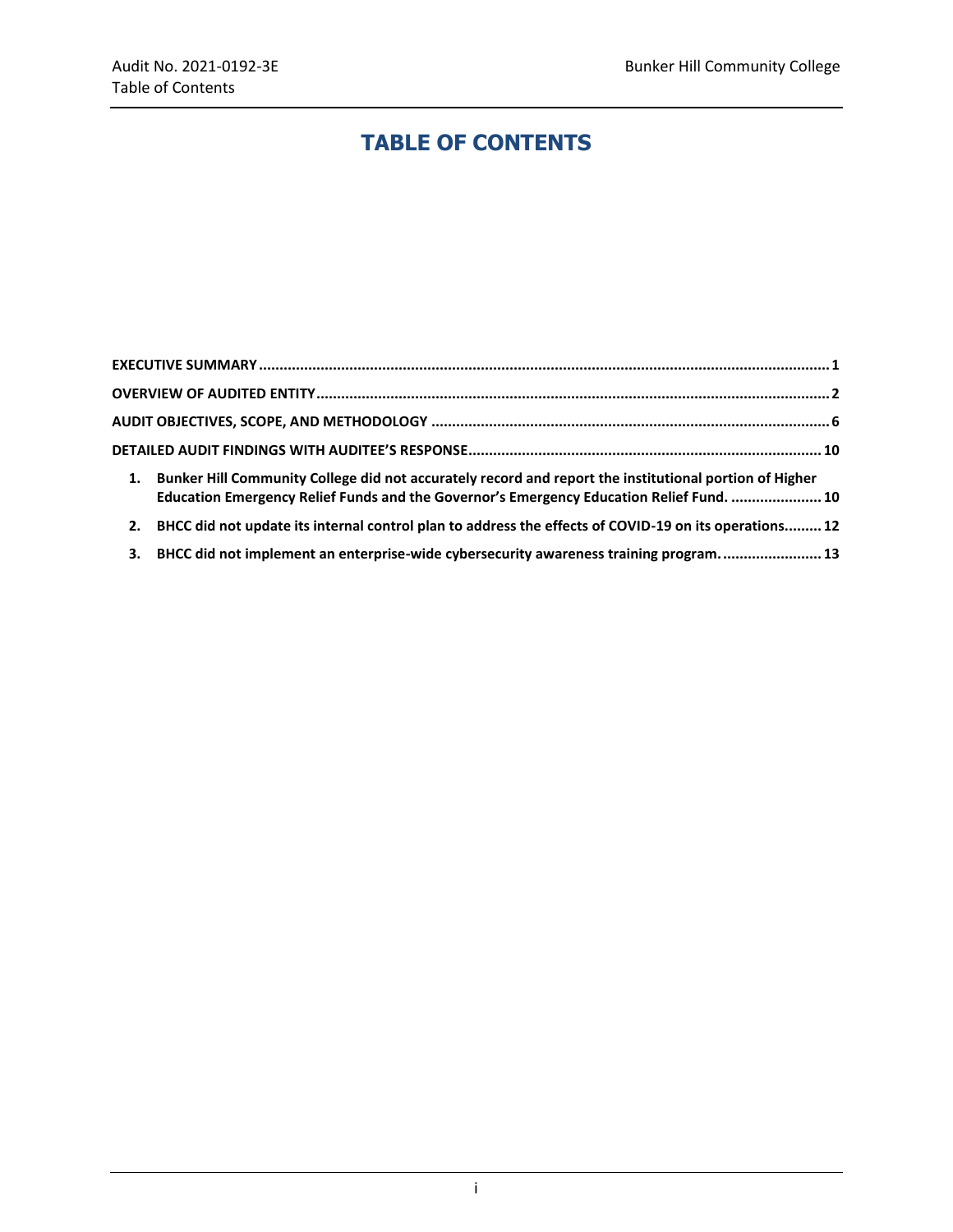# TABLE OF CONTENTS

**EXECUTIVE SUMMARY** ..... 1

**OVERVIEW OF AUDITED ENTITY** ..... 2

**AUDIT OBJECTIVES, SCOPE, AND METHODOLOGY** ..... 6

**DETAILED AUDIT FINDINGS WITH AUDITEE'S RESPONSE** ..... 10

1. **Bunker Hill Community College did not accurately record and report the institutional portion of Higher Education Emergency Relief Funds and the Governor's Emergency Education Relief Fund.** ..... 10
2. **BHCC did not update its internal control plan to address the effects of COVID-19 on its operations.** ..... 12
3. **BHCC did not implement an enterprise-wide cybersecurity awareness training program.** ..... 13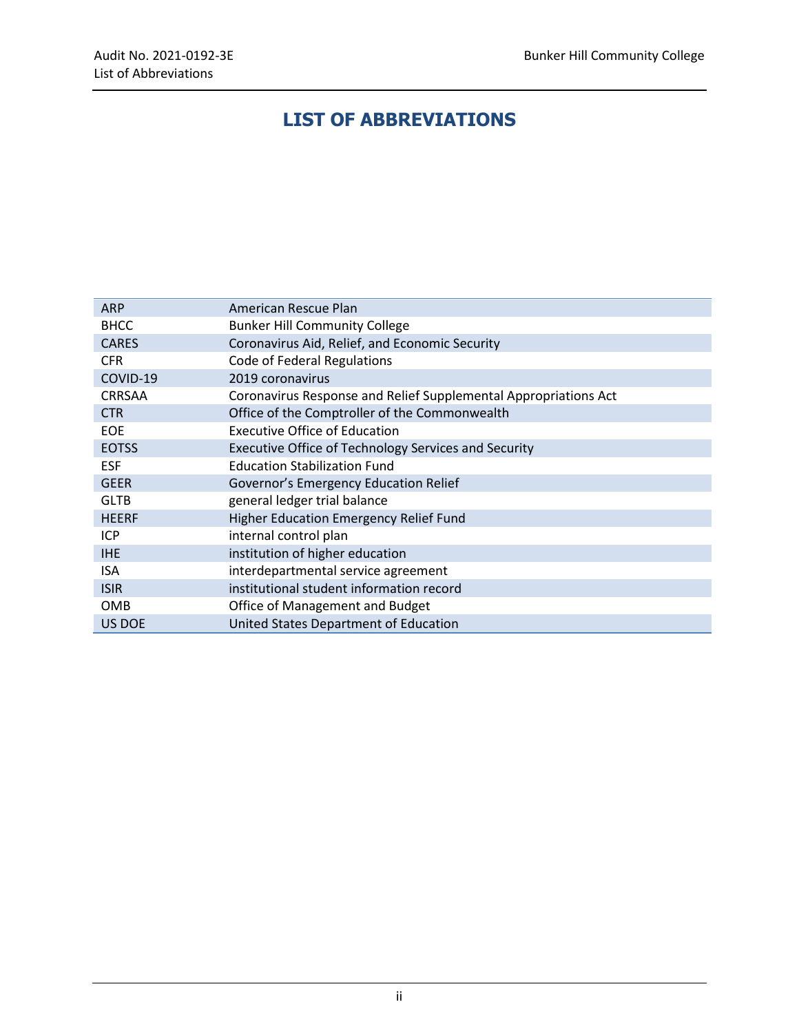# LIST OF ABBREVIATIONS

| | |
|---|---|
| ARP | American Rescue Plan |
| BHCC | Bunker Hill Community College |
| CARES | Coronavirus Aid, Relief, and Economic Security |
| CFR | Code of Federal Regulations |
| COVID-19 | 2019 coronavirus |
| CRRSAA | Coronavirus Response and Relief Supplemental Appropriations Act |
| CTR | Office of the Comptroller of the Commonwealth |
| EOE | Executive Office of Education |
| EOTSS | Executive Office of Technology Services and Security |
| ESF | Education Stabilization Fund |
| GEER | Governor's Emergency Education Relief |
| GLTB | general ledger trial balance |
| HEERF | Higher Education Emergency Relief Fund |
| ICP | internal control plan |
| IHE | institution of higher education |
| ISA | interdepartmental service agreement |
| ISIR | institutional student information record |
| OMB | Office of Management and Budget |
| US DOE | United States Department of Education |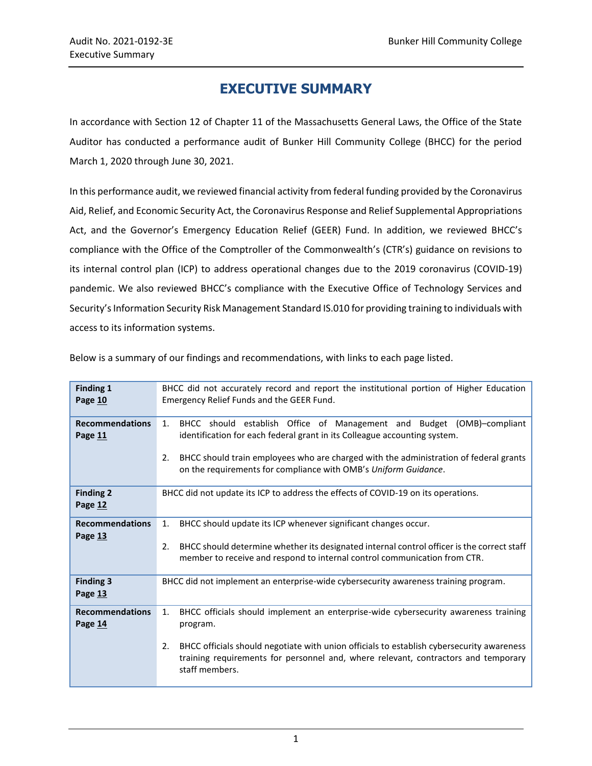# EXECUTIVE SUMMARY

In accordance with Section 12 of Chapter 11 of the Massachusetts General Laws, the Office of the State Auditor has conducted a performance audit of Bunker Hill Community College (BHCC) for the period March 1, 2020 through June 30, 2021.

In this performance audit, we reviewed financial activity from federal funding provided by the Coronavirus Aid, Relief, and Economic Security Act, the Coronavirus Response and Relief Supplemental Appropriations Act, and the Governor's Emergency Education Relief (GEER) Fund. In addition, we reviewed BHCC's compliance with the Office of the Comptroller of the Commonwealth's (CTR's) guidance on revisions to its internal control plan (ICP) to address operational changes due to the 2019 coronavirus (COVID-19) pandemic. We also reviewed BHCC's compliance with the Executive Office of Technology Services and Security's Information Security Risk Management Standard IS.010 for providing training to individuals with access to its information systems.

Below is a summary of our findings and recommendations, with links to each page listed.

| | |
|---|---|
| **Finding 1**<br>**Page 10** | BHCC did not accurately record and report the institutional portion of Higher Education Emergency Relief Funds and the GEER Fund. |
| **Recommendations**<br>**Page 11** | 1. BHCC should establish Office of Management and Budget (OMB)–compliant identification for each federal grant in its Colleague accounting system.<br>2. BHCC should train employees who are charged with the administration of federal grants on the requirements for compliance with OMB's *Uniform Guidance*. |
| **Finding 2**<br>**Page 12** | BHCC did not update its ICP to address the effects of COVID-19 on its operations. |
| **Recommendations**<br>**Page 13** | 1. BHCC should update its ICP whenever significant changes occur.<br>2. BHCC should determine whether its designated internal control officer is the correct staff member to receive and respond to internal control communication from CTR. |
| **Finding 3**<br>**Page 13** | BHCC did not implement an enterprise-wide cybersecurity awareness training program. |
| **Recommendations**<br>**Page 14** | 1. BHCC officials should implement an enterprise-wide cybersecurity awareness training program.<br>2. BHCC officials should negotiate with union officials to establish cybersecurity awareness training requirements for personnel and, where relevant, contractors and temporary staff members. |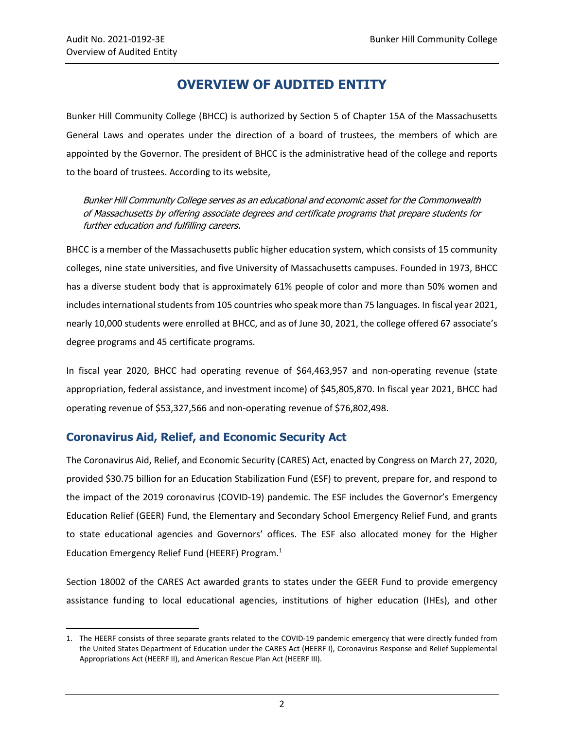# OVERVIEW OF AUDITED ENTITY

Bunker Hill Community College (BHCC) is authorized by Section 5 of Chapter 15A of the Massachusetts General Laws and operates under the direction of a board of trustees, the members of which are appointed by the Governor. The president of BHCC is the administrative head of the college and reports to the board of trustees. According to its website,

> *Bunker Hill Community College serves as an educational and economic asset for the Commonwealth of Massachusetts by offering associate degrees and certificate programs that prepare students for further education and fulfilling careers.*

BHCC is a member of the Massachusetts public higher education system, which consists of 15 community colleges, nine state universities, and five University of Massachusetts campuses. Founded in 1973, BHCC has a diverse student body that is approximately 61% people of color and more than 50% women and includes international students from 105 countries who speak more than 75 languages. In fiscal year 2021, nearly 10,000 students were enrolled at BHCC, and as of June 30, 2021, the college offered 67 associate's degree programs and 45 certificate programs.

In fiscal year 2020, BHCC had operating revenue of $64,463,957 and non-operating revenue (state appropriation, federal assistance, and investment income) of $45,805,870. In fiscal year 2021, BHCC had operating revenue of $53,327,566 and non-operating revenue of $76,802,498.

## Coronavirus Aid, Relief, and Economic Security Act

The Coronavirus Aid, Relief, and Economic Security (CARES) Act, enacted by Congress on March 27, 2020, provided $30.75 billion for an Education Stabilization Fund (ESF) to prevent, prepare for, and respond to the impact of the 2019 coronavirus (COVID-19) pandemic. The ESF includes the Governor's Emergency Education Relief (GEER) Fund, the Elementary and Secondary School Emergency Relief Fund, and grants to state educational agencies and Governors' offices. The ESF also allocated money for the Higher Education Emergency Relief Fund (HEERF) Program.[1]

Section 18002 of the CARES Act awarded grants to states under the GEER Fund to provide emergency assistance funding to local educational agencies, institutions of higher education (IHEs), and other

1. The HEERF consists of three separate grants related to the COVID-19 pandemic emergency that were directly funded from the United States Department of Education under the CARES Act (HEERF I), Coronavirus Response and Relief Supplemental Appropriations Act (HEERF II), and American Rescue Plan Act (HEERF III).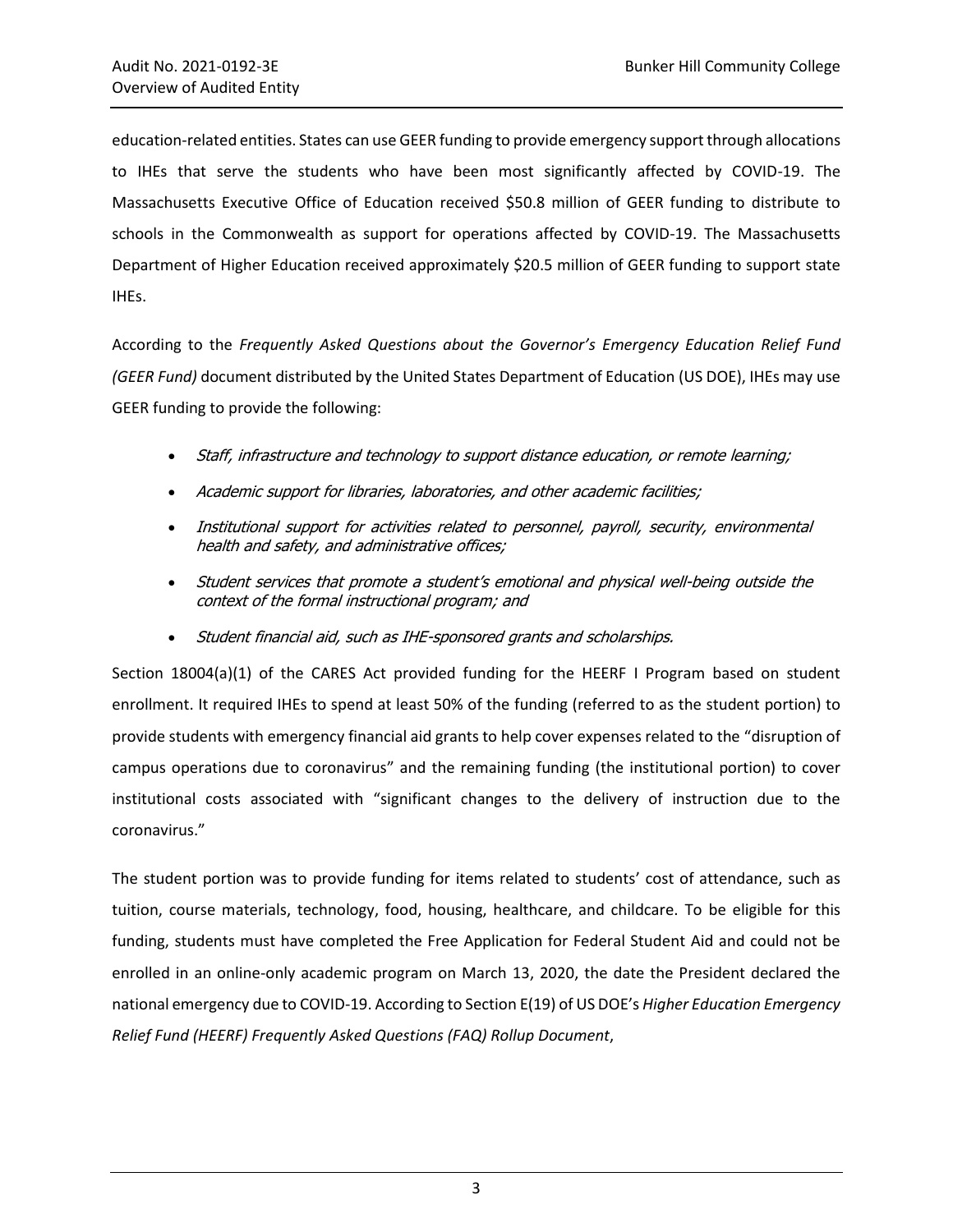education-related entities. States can use GEER funding to provide emergency support through allocations to IHEs that serve the students who have been most significantly affected by COVID-19. The Massachusetts Executive Office of Education received $50.8 million of GEER funding to distribute to schools in the Commonwealth as support for operations affected by COVID-19. The Massachusetts Department of Higher Education received approximately $20.5 million of GEER funding to support state IHEs.

According to the *Frequently Asked Questions about the Governor's Emergency Education Relief Fund (GEER Fund)* document distributed by the United States Department of Education (US DOE), IHEs may use GEER funding to provide the following:

- *Staff, infrastructure and technology to support distance education, or remote learning;*
- *Academic support for libraries, laboratories, and other academic facilities;*
- *Institutional support for activities related to personnel, payroll, security, environmental health and safety, and administrative offices;*
- *Student services that promote a student's emotional and physical well-being outside the context of the formal instructional program; and*
- *Student financial aid, such as IHE-sponsored grants and scholarships.*

Section 18004(a)(1) of the CARES Act provided funding for the HEERF I Program based on student enrollment. It required IHEs to spend at least 50% of the funding (referred to as the student portion) to provide students with emergency financial aid grants to help cover expenses related to the "disruption of campus operations due to coronavirus" and the remaining funding (the institutional portion) to cover institutional costs associated with "significant changes to the delivery of instruction due to the coronavirus."

The student portion was to provide funding for items related to students' cost of attendance, such as tuition, course materials, technology, food, housing, healthcare, and childcare. To be eligible for this funding, students must have completed the Free Application for Federal Student Aid and could not be enrolled in an online-only academic program on March 13, 2020, the date the President declared the national emergency due to COVID-19. According to Section E(19) of US DOE's *Higher Education Emergency Relief Fund (HEERF) Frequently Asked Questions (FAQ) Rollup Document*,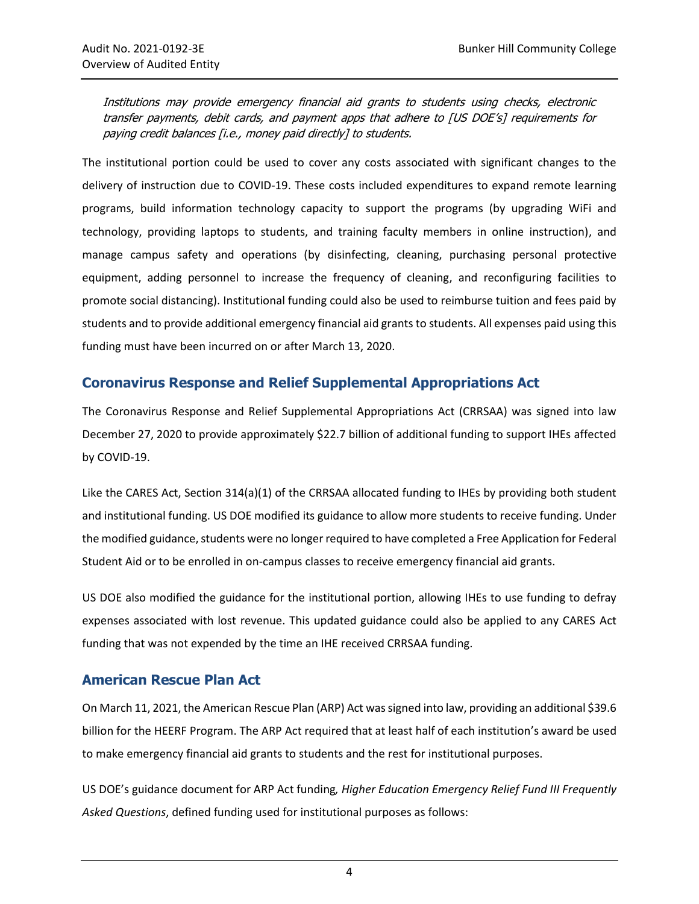*Institutions may provide emergency financial aid grants to students using checks, electronic transfer payments, debit cards, and payment apps that adhere to [US DOE's] requirements for paying credit balances [i.e., money paid directly] to students.*

The institutional portion could be used to cover any costs associated with significant changes to the delivery of instruction due to COVID-19. These costs included expenditures to expand remote learning programs, build information technology capacity to support the programs (by upgrading WiFi and technology, providing laptops to students, and training faculty members in online instruction), and manage campus safety and operations (by disinfecting, cleaning, purchasing personal protective equipment, adding personnel to increase the frequency of cleaning, and reconfiguring facilities to promote social distancing). Institutional funding could also be used to reimburse tuition and fees paid by students and to provide additional emergency financial aid grants to students. All expenses paid using this funding must have been incurred on or after March 13, 2020.

## Coronavirus Response and Relief Supplemental Appropriations Act

The Coronavirus Response and Relief Supplemental Appropriations Act (CRRSAA) was signed into law December 27, 2020 to provide approximately $22.7 billion of additional funding to support IHEs affected by COVID-19.

Like the CARES Act, Section 314(a)(1) of the CRRSAA allocated funding to IHEs by providing both student and institutional funding. US DOE modified its guidance to allow more students to receive funding. Under the modified guidance, students were no longer required to have completed a Free Application for Federal Student Aid or to be enrolled in on-campus classes to receive emergency financial aid grants.

US DOE also modified the guidance for the institutional portion, allowing IHEs to use funding to defray expenses associated with lost revenue. This updated guidance could also be applied to any CARES Act funding that was not expended by the time an IHE received CRRSAA funding.

## American Rescue Plan Act

On March 11, 2021, the American Rescue Plan (ARP) Act was signed into law, providing an additional $39.6 billion for the HEERF Program. The ARP Act required that at least half of each institution's award be used to make emergency financial aid grants to students and the rest for institutional purposes.

US DOE's guidance document for ARP Act funding, *Higher Education Emergency Relief Fund III Frequently Asked Questions*, defined funding used for institutional purposes as follows: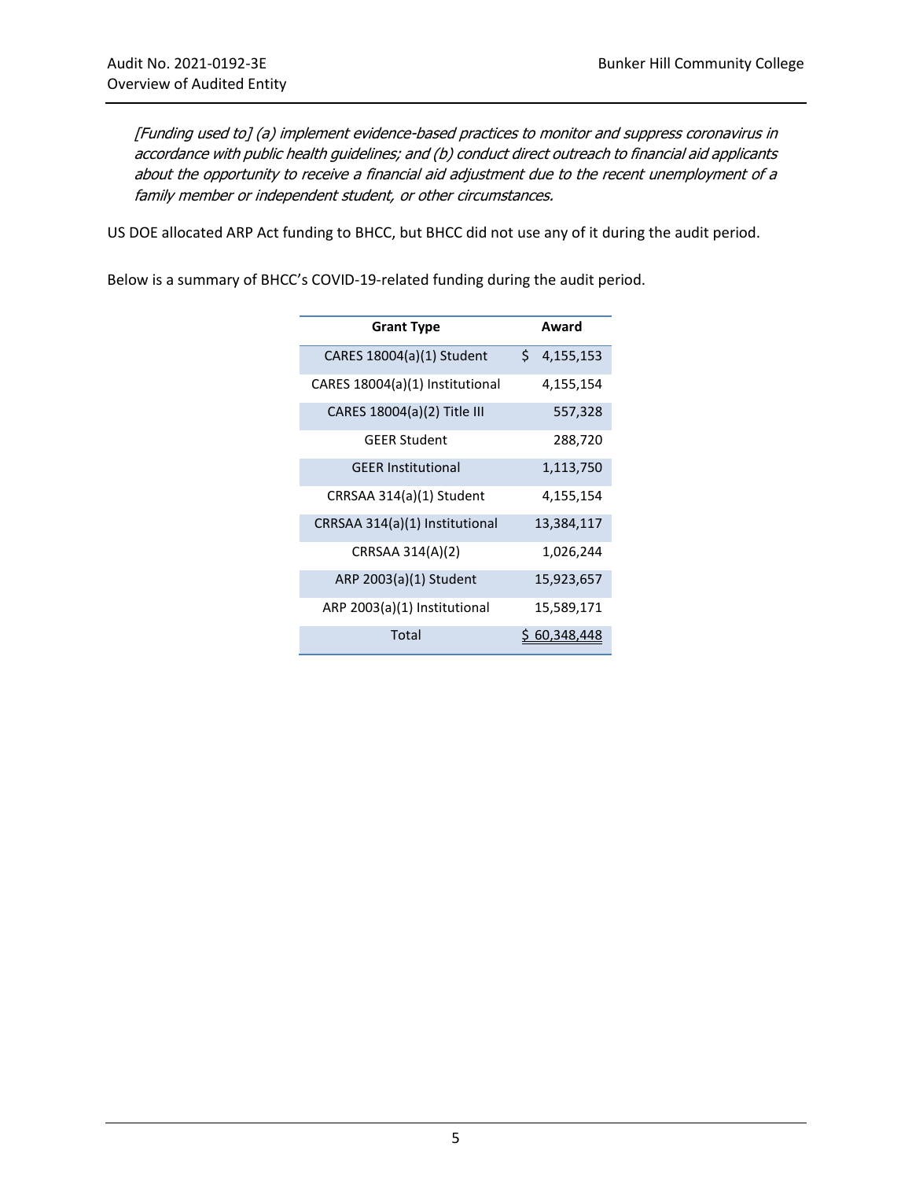*[Funding used to] (a) implement evidence-based practices to monitor and suppress coronavirus in accordance with public health guidelines; and (b) conduct direct outreach to financial aid applicants about the opportunity to receive a financial aid adjustment due to the recent unemployment of a family member or independent student, or other circumstances.*

US DOE allocated ARP Act funding to BHCC, but BHCC did not use any of it during the audit period.

Below is a summary of BHCC's COVID-19-related funding during the audit period.

| Grant Type | Award |
|---|---|
| CARES 18004(a)(1) Student | $ 4,155,153 |
| CARES 18004(a)(1) Institutional | 4,155,154 |
| CARES 18004(a)(2) Title III | 557,328 |
| GEER Student | 288,720 |
| GEER Institutional | 1,113,750 |
| CRRSAA 314(a)(1) Student | 4,155,154 |
| CRRSAA 314(a)(1) Institutional | 13,384,117 |
| CRRSAA 314(A)(2) | 1,026,244 |
| ARP 2003(a)(1) Student | 15,923,657 |
| ARP 2003(a)(1) Institutional | 15,589,171 |
| Total | $ 60,348,448 |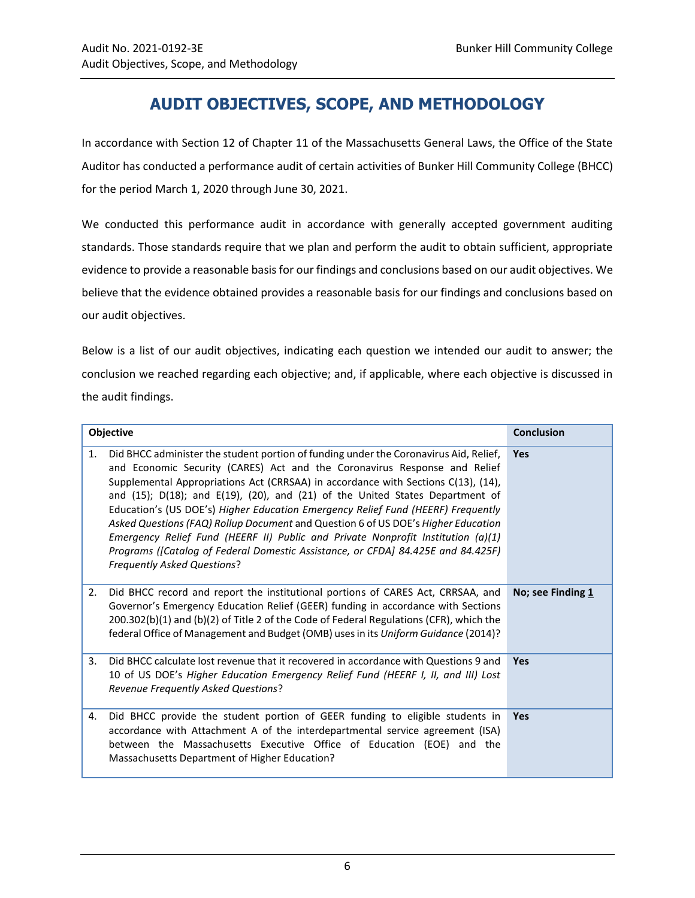# AUDIT OBJECTIVES, SCOPE, AND METHODOLOGY

In accordance with Section 12 of Chapter 11 of the Massachusetts General Laws, the Office of the State Auditor has conducted a performance audit of certain activities of Bunker Hill Community College (BHCC) for the period March 1, 2020 through June 30, 2021.

We conducted this performance audit in accordance with generally accepted government auditing standards. Those standards require that we plan and perform the audit to obtain sufficient, appropriate evidence to provide a reasonable basis for our findings and conclusions based on our audit objectives. We believe that the evidence obtained provides a reasonable basis for our findings and conclusions based on our audit objectives.

Below is a list of our audit objectives, indicating each question we intended our audit to answer; the conclusion we reached regarding each objective; and, if applicable, where each objective is discussed in the audit findings.

| Objective | Conclusion |
|---|---|
| 1. Did BHCC administer the student portion of funding under the Coronavirus Aid, Relief, and Economic Security (CARES) Act and the Coronavirus Response and Relief Supplemental Appropriations Act (CRRSAA) in accordance with Sections C(13), (14), and (15); D(18); and E(19), (20), and (21) of the United States Department of Education's (US DOE's) *Higher Education Emergency Relief Fund (HEERF) Frequently Asked Questions (FAQ) Rollup Document* and Question 6 of US DOE's *Higher Education Emergency Relief Fund (HEERF II) Public and Private Nonprofit Institution (a)(1) Programs ([Catalog of Federal Domestic Assistance, or CFDA] 84.425E and 84.425F) Frequently Asked Questions*? | **Yes** |
| 2. Did BHCC record and report the institutional portions of CARES Act, CRRSAA, and Governor's Emergency Education Relief (GEER) funding in accordance with Sections 200.302(b)(1) and (b)(2) of Title 2 of the Code of Federal Regulations (CFR), which the federal Office of Management and Budget (OMB) uses in its *Uniform Guidance* (2014)? | **No; see Finding 1** |
| 3. Did BHCC calculate lost revenue that it recovered in accordance with Questions 9 and 10 of US DOE's *Higher Education Emergency Relief Fund (HEERF I, II, and III) Lost Revenue Frequently Asked Questions*? | **Yes** |
| 4. Did BHCC provide the student portion of GEER funding to eligible students in accordance with Attachment A of the interdepartmental service agreement (ISA) between the Massachusetts Executive Office of Education (EOE) and the Massachusetts Department of Higher Education? | **Yes** |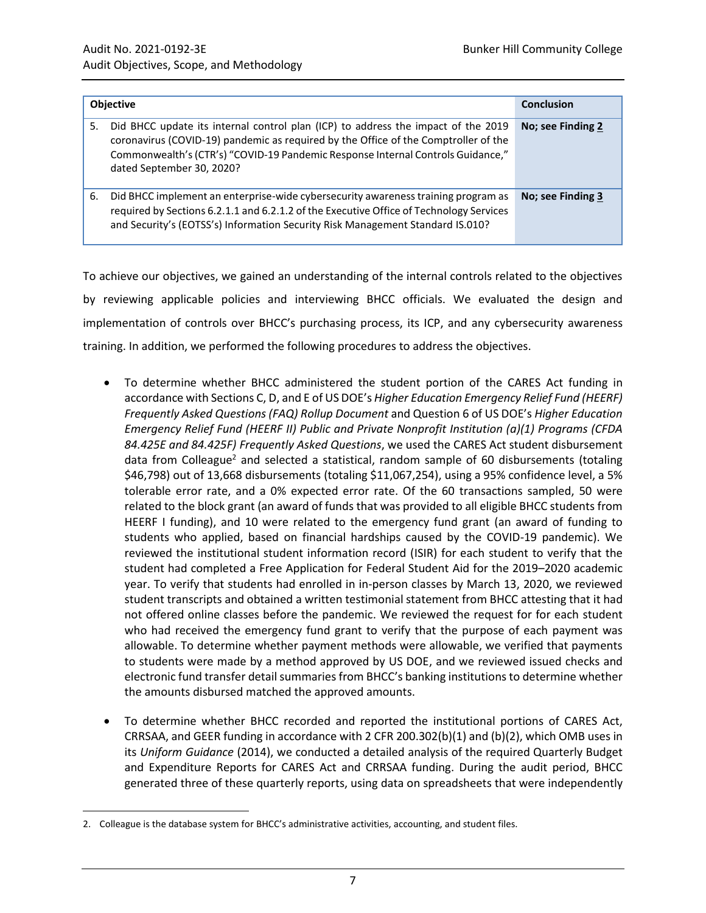| Objective | Conclusion |
|---|---|
| 5. Did BHCC update its internal control plan (ICP) to address the impact of the 2019 coronavirus (COVID-19) pandemic as required by the Office of the Comptroller of the Commonwealth's (CTR's) "COVID-19 Pandemic Response Internal Controls Guidance," dated September 30, 2020? | **No; see Finding 2** |
| 6. Did BHCC implement an enterprise-wide cybersecurity awareness training program as required by Sections 6.2.1.1 and 6.2.1.2 of the Executive Office of Technology Services and Security's (EOTSS's) Information Security Risk Management Standard IS.010? | **No; see Finding 3** |

To achieve our objectives, we gained an understanding of the internal controls related to the objectives by reviewing applicable policies and interviewing BHCC officials. We evaluated the design and implementation of controls over BHCC's purchasing process, its ICP, and any cybersecurity awareness training. In addition, we performed the following procedures to address the objectives.

- To determine whether BHCC administered the student portion of the CARES Act funding in accordance with Sections C, D, and E of US DOE's *Higher Education Emergency Relief Fund (HEERF) Frequently Asked Questions (FAQ) Rollup Document* and Question 6 of US DOE's *Higher Education Emergency Relief Fund (HEERF II) Public and Private Nonprofit Institution (a)(1) Programs (CFDA 84.425E and 84.425F) Frequently Asked Questions*, we used the CARES Act student disbursement data from Colleague[2] and selected a statistical, random sample of 60 disbursements (totaling $46,798) out of 13,668 disbursements (totaling $11,067,254), using a 95% confidence level, a 5% tolerable error rate, and a 0% expected error rate. Of the 60 transactions sampled, 50 were related to the block grant (an award of funds that was provided to all eligible BHCC students from HEERF I funding), and 10 were related to the emergency fund grant (an award of funding to students who applied, based on financial hardships caused by the COVID-19 pandemic). We reviewed the institutional student information record (ISIR) for each student to verify that the student had completed a Free Application for Federal Student Aid for the 2019–2020 academic year. To verify that students had enrolled in in-person classes by March 13, 2020, we reviewed student transcripts and obtained a written testimonial statement from BHCC attesting that it had not offered online classes before the pandemic. We reviewed the request for for each student who had received the emergency fund grant to verify that the purpose of each payment was allowable. To determine whether payment methods were allowable, we verified that payments to students were made by a method approved by US DOE, and we reviewed issued checks and electronic fund transfer detail summaries from BHCC's banking institutions to determine whether the amounts disbursed matched the approved amounts.

- To determine whether BHCC recorded and reported the institutional portions of CARES Act, CRRSAA, and GEER funding in accordance with 2 CFR 200.302(b)(1) and (b)(2), which OMB uses in its *Uniform Guidance* (2014), we conducted a detailed analysis of the required Quarterly Budget and Expenditure Reports for CARES Act and CRRSAA funding. During the audit period, BHCC generated three of these quarterly reports, using data on spreadsheets that were independently

2. Colleague is the database system for BHCC's administrative activities, accounting, and student files.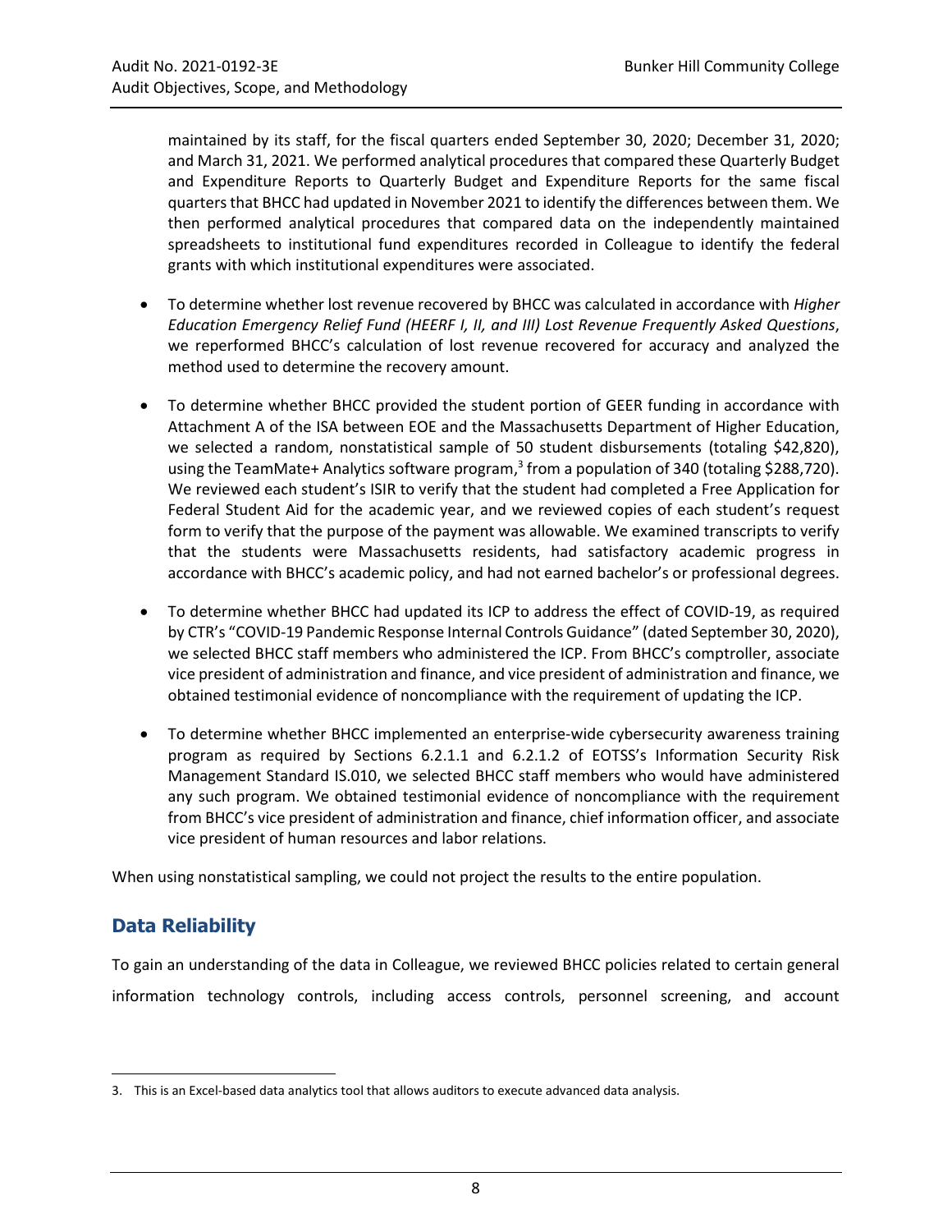maintained by its staff, for the fiscal quarters ended September 30, 2020; December 31, 2020; and March 31, 2021. We performed analytical procedures that compared these Quarterly Budget and Expenditure Reports to Quarterly Budget and Expenditure Reports for the same fiscal quarters that BHCC had updated in November 2021 to identify the differences between them. We then performed analytical procedures that compared data on the independently maintained spreadsheets to institutional fund expenditures recorded in Colleague to identify the federal grants with which institutional expenditures were associated.

- To determine whether lost revenue recovered by BHCC was calculated in accordance with *Higher Education Emergency Relief Fund (HEERF I, II, and III) Lost Revenue Frequently Asked Questions*, we reperformed BHCC's calculation of lost revenue recovered for accuracy and analyzed the method used to determine the recovery amount.

- To determine whether BHCC provided the student portion of GEER funding in accordance with Attachment A of the ISA between EOE and the Massachusetts Department of Higher Education, we selected a random, nonstatistical sample of 50 student disbursements (totaling $42,820), using the TeamMate+ Analytics software program,[3] from a population of 340 (totaling $288,720). We reviewed each student's ISIR to verify that the student had completed a Free Application for Federal Student Aid for the academic year, and we reviewed copies of each student's request form to verify that the purpose of the payment was allowable. We examined transcripts to verify that the students were Massachusetts residents, had satisfactory academic progress in accordance with BHCC's academic policy, and had not earned bachelor's or professional degrees.

- To determine whether BHCC had updated its ICP to address the effect of COVID-19, as required by CTR's "COVID-19 Pandemic Response Internal Controls Guidance" (dated September 30, 2020), we selected BHCC staff members who administered the ICP. From BHCC's comptroller, associate vice president of administration and finance, and vice president of administration and finance, we obtained testimonial evidence of noncompliance with the requirement of updating the ICP.

- To determine whether BHCC implemented an enterprise-wide cybersecurity awareness training program as required by Sections 6.2.1.1 and 6.2.1.2 of EOTSS's Information Security Risk Management Standard IS.010, we selected BHCC staff members who would have administered any such program. We obtained testimonial evidence of noncompliance with the requirement from BHCC's vice president of administration and finance, chief information officer, and associate vice president of human resources and labor relations.

When using nonstatistical sampling, we could not project the results to the entire population.

## Data Reliability

To gain an understanding of the data in Colleague, we reviewed BHCC policies related to certain general information technology controls, including access controls, personnel screening, and account

---

3. This is an Excel-based data analytics tool that allows auditors to execute advanced data analysis.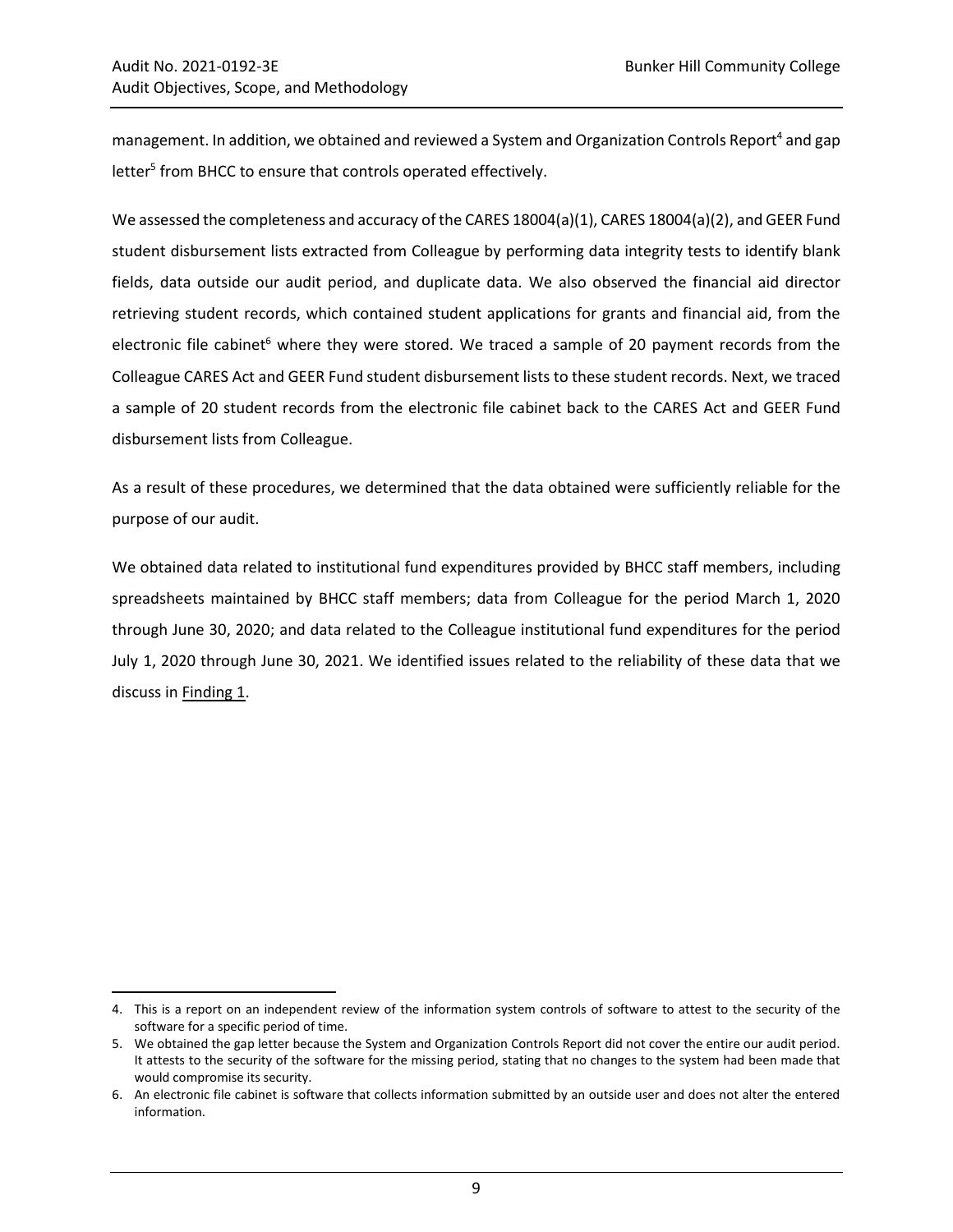management. In addition, we obtained and reviewed a System and Organization Controls Report[4] and gap letter[5] from BHCC to ensure that controls operated effectively.

We assessed the completeness and accuracy of the CARES 18004(a)(1), CARES 18004(a)(2), and GEER Fund student disbursement lists extracted from Colleague by performing data integrity tests to identify blank fields, data outside our audit period, and duplicate data. We also observed the financial aid director retrieving student records, which contained student applications for grants and financial aid, from the electronic file cabinet[6] where they were stored. We traced a sample of 20 payment records from the Colleague CARES Act and GEER Fund student disbursement lists to these student records. Next, we traced a sample of 20 student records from the electronic file cabinet back to the CARES Act and GEER Fund disbursement lists from Colleague.

As a result of these procedures, we determined that the data obtained were sufficiently reliable for the purpose of our audit.

We obtained data related to institutional fund expenditures provided by BHCC staff members, including spreadsheets maintained by BHCC staff members; data from Colleague for the period March 1, 2020 through June 30, 2020; and data related to the Colleague institutional fund expenditures for the period July 1, 2020 through June 30, 2021. We identified issues related to the reliability of these data that we discuss in Finding 1.

---

4. This is a report on an independent review of the information system controls of software to attest to the security of the software for a specific period of time.
5. We obtained the gap letter because the System and Organization Controls Report did not cover the entire our audit period. It attests to the security of the software for the missing period, stating that no changes to the system had been made that would compromise its security.
6. An electronic file cabinet is software that collects information submitted by an outside user and does not alter the entered information.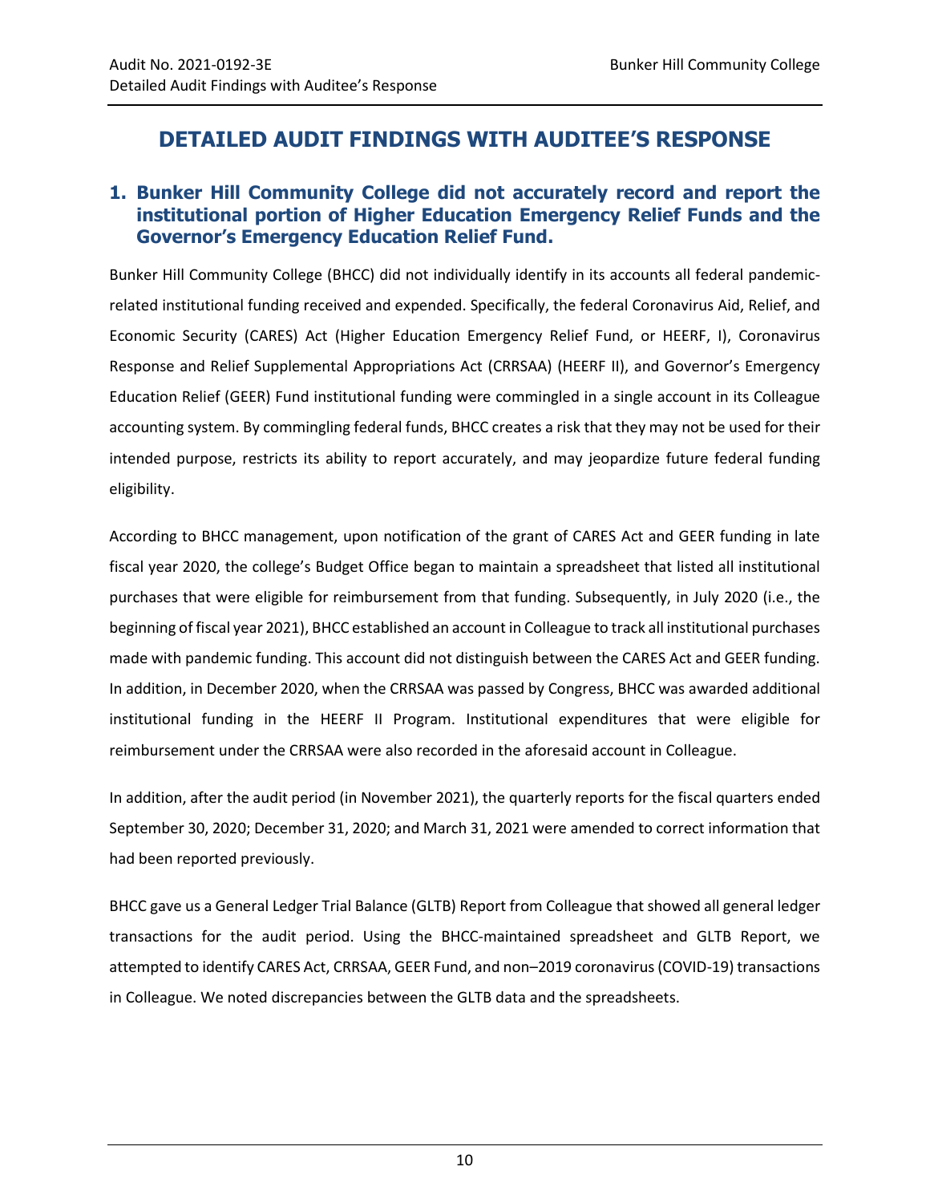# DETAILED AUDIT FINDINGS WITH AUDITEE'S RESPONSE

## 1. Bunker Hill Community College did not accurately record and report the institutional portion of Higher Education Emergency Relief Funds and the Governor's Emergency Education Relief Fund.

Bunker Hill Community College (BHCC) did not individually identify in its accounts all federal pandemic-related institutional funding received and expended. Specifically, the federal Coronavirus Aid, Relief, and Economic Security (CARES) Act (Higher Education Emergency Relief Fund, or HEERF, I), Coronavirus Response and Relief Supplemental Appropriations Act (CRRSAA) (HEERF II), and Governor's Emergency Education Relief (GEER) Fund institutional funding were commingled in a single account in its Colleague accounting system. By commingling federal funds, BHCC creates a risk that they may not be used for their intended purpose, restricts its ability to report accurately, and may jeopardize future federal funding eligibility.

According to BHCC management, upon notification of the grant of CARES Act and GEER funding in late fiscal year 2020, the college's Budget Office began to maintain a spreadsheet that listed all institutional purchases that were eligible for reimbursement from that funding. Subsequently, in July 2020 (i.e., the beginning of fiscal year 2021), BHCC established an account in Colleague to track all institutional purchases made with pandemic funding. This account did not distinguish between the CARES Act and GEER funding. In addition, in December 2020, when the CRRSAA was passed by Congress, BHCC was awarded additional institutional funding in the HEERF II Program. Institutional expenditures that were eligible for reimbursement under the CRRSAA were also recorded in the aforesaid account in Colleague.

In addition, after the audit period (in November 2021), the quarterly reports for the fiscal quarters ended September 30, 2020; December 31, 2020; and March 31, 2021 were amended to correct information that had been reported previously.

BHCC gave us a General Ledger Trial Balance (GLTB) Report from Colleague that showed all general ledger transactions for the audit period. Using the BHCC-maintained spreadsheet and GLTB Report, we attempted to identify CARES Act, CRRSAA, GEER Fund, and non–2019 coronavirus (COVID-19) transactions in Colleague. We noted discrepancies between the GLTB data and the spreadsheets.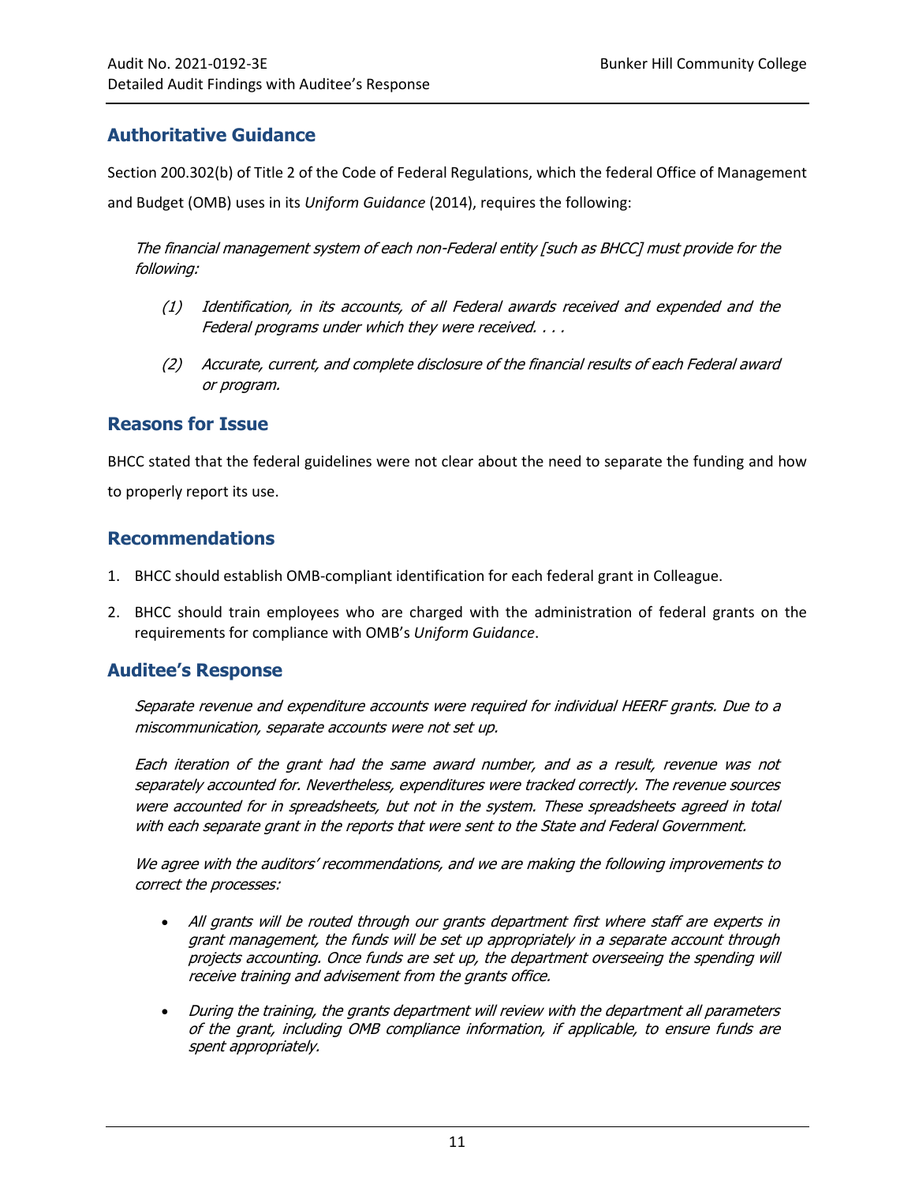## Authoritative Guidance

Section 200.302(b) of Title 2 of the Code of Federal Regulations, which the federal Office of Management and Budget (OMB) uses in its *Uniform Guidance* (2014), requires the following:

> *The financial management system of each non-Federal entity [such as BHCC] must provide for the following:*
>
> *(1) Identification, in its accounts, of all Federal awards received and expended and the Federal programs under which they were received. . . .*
>
> *(2) Accurate, current, and complete disclosure of the financial results of each Federal award or program.*

## Reasons for Issue

BHCC stated that the federal guidelines were not clear about the need to separate the funding and how to properly report its use.

## Recommendations

1. BHCC should establish OMB-compliant identification for each federal grant in Colleague.
2. BHCC should train employees who are charged with the administration of federal grants on the requirements for compliance with OMB's *Uniform Guidance*.

## Auditee's Response

> *Separate revenue and expenditure accounts were required for individual HEERF grants. Due to a miscommunication, separate accounts were not set up.*
>
> *Each iteration of the grant had the same award number, and as a result, revenue was not separately accounted for. Nevertheless, expenditures were tracked correctly. The revenue sources were accounted for in spreadsheets, but not in the system. These spreadsheets agreed in total with each separate grant in the reports that were sent to the State and Federal Government.*
>
> *We agree with the auditors' recommendations, and we are making the following improvements to correct the processes:*
>
> - *All grants will be routed through our grants department first where staff are experts in grant management, the funds will be set up appropriately in a separate account through projects accounting. Once funds are set up, the department overseeing the spending will receive training and advisement from the grants office.*
> - *During the training, the grants department will review with the department all parameters of the grant, including OMB compliance information, if applicable, to ensure funds are spent appropriately.*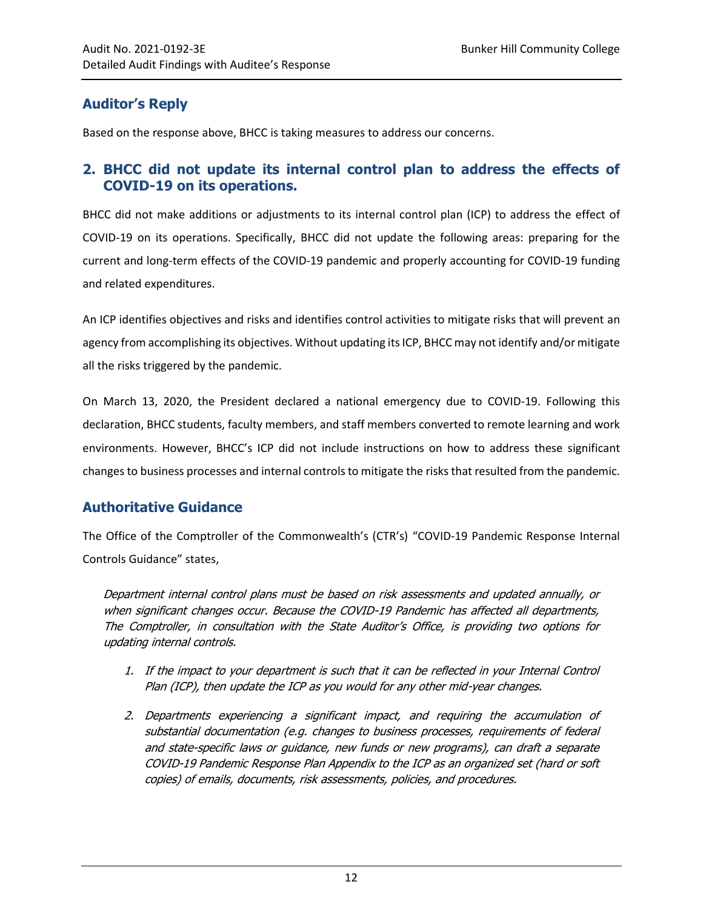## Auditor's Reply

Based on the response above, BHCC is taking measures to address our concerns.

## 2. BHCC did not update its internal control plan to address the effects of COVID-19 on its operations.

BHCC did not make additions or adjustments to its internal control plan (ICP) to address the effect of COVID-19 on its operations. Specifically, BHCC did not update the following areas: preparing for the current and long-term effects of the COVID-19 pandemic and properly accounting for COVID-19 funding and related expenditures.

An ICP identifies objectives and risks and identifies control activities to mitigate risks that will prevent an agency from accomplishing its objectives. Without updating its ICP, BHCC may not identify and/or mitigate all the risks triggered by the pandemic.

On March 13, 2020, the President declared a national emergency due to COVID-19. Following this declaration, BHCC students, faculty members, and staff members converted to remote learning and work environments. However, BHCC's ICP did not include instructions on how to address these significant changes to business processes and internal controls to mitigate the risks that resulted from the pandemic.

## Authoritative Guidance

The Office of the Comptroller of the Commonwealth's (CTR's) "COVID-19 Pandemic Response Internal Controls Guidance" states,

> *Department internal control plans must be based on risk assessments and updated annually, or when significant changes occur. Because the COVID-19 Pandemic has affected all departments, The Comptroller, in consultation with the State Auditor's Office, is providing two options for updating internal controls.*
>
> 1. *If the impact to your department is such that it can be reflected in your Internal Control Plan (ICP), then update the ICP as you would for any other mid-year changes.*
> 2. *Departments experiencing a significant impact, and requiring the accumulation of substantial documentation (e.g. changes to business processes, requirements of federal and state-specific laws or guidance, new funds or new programs), can draft a separate COVID-19 Pandemic Response Plan Appendix to the ICP as an organized set (hard or soft copies) of emails, documents, risk assessments, policies, and procedures.*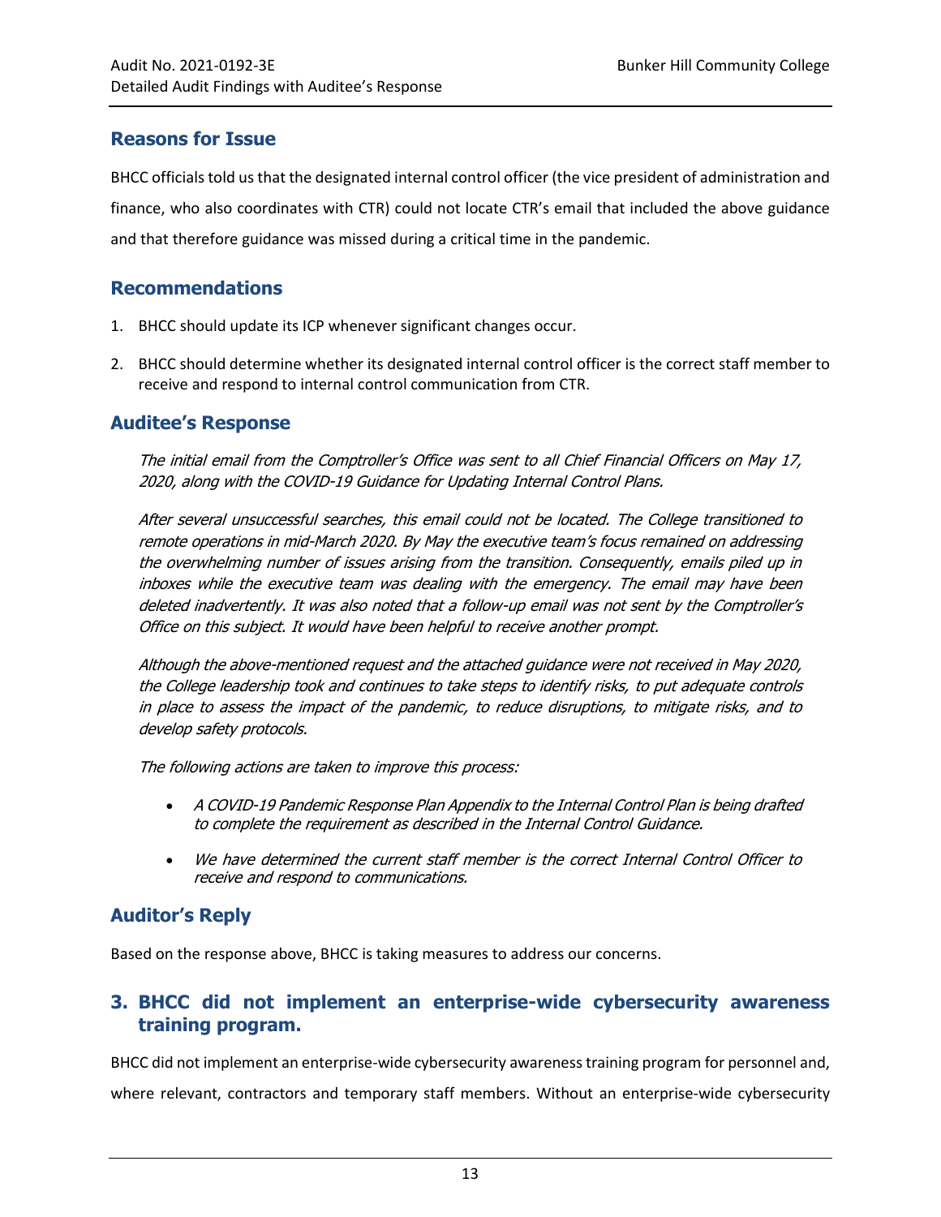## Reasons for Issue

BHCC officials told us that the designated internal control officer (the vice president of administration and finance, who also coordinates with CTR) could not locate CTR's email that included the above guidance and that therefore guidance was missed during a critical time in the pandemic.

## Recommendations

1. BHCC should update its ICP whenever significant changes occur.
2. BHCC should determine whether its designated internal control officer is the correct staff member to receive and respond to internal control communication from CTR.

## Auditee's Response

*The initial email from the Comptroller's Office was sent to all Chief Financial Officers on May 17, 2020, along with the COVID-19 Guidance for Updating Internal Control Plans.*

*After several unsuccessful searches, this email could not be located. The College transitioned to remote operations in mid-March 2020. By May the executive team's focus remained on addressing the overwhelming number of issues arising from the transition. Consequently, emails piled up in inboxes while the executive team was dealing with the emergency. The email may have been deleted inadvertently. It was also noted that a follow-up email was not sent by the Comptroller's Office on this subject. It would have been helpful to receive another prompt.*

*Although the above-mentioned request and the attached guidance were not received in May 2020, the College leadership took and continues to take steps to identify risks, to put adequate controls in place to assess the impact of the pandemic, to reduce disruptions, to mitigate risks, and to develop safety protocols.*

*The following actions are taken to improve this process:*

- *A COVID-19 Pandemic Response Plan Appendix to the Internal Control Plan is being drafted to complete the requirement as described in the Internal Control Guidance.*
- *We have determined the current staff member is the correct Internal Control Officer to receive and respond to communications.*

## Auditor's Reply

Based on the response above, BHCC is taking measures to address our concerns.

## 3. BHCC did not implement an enterprise-wide cybersecurity awareness training program.

BHCC did not implement an enterprise-wide cybersecurity awareness training program for personnel and, where relevant, contractors and temporary staff members. Without an enterprise-wide cybersecurity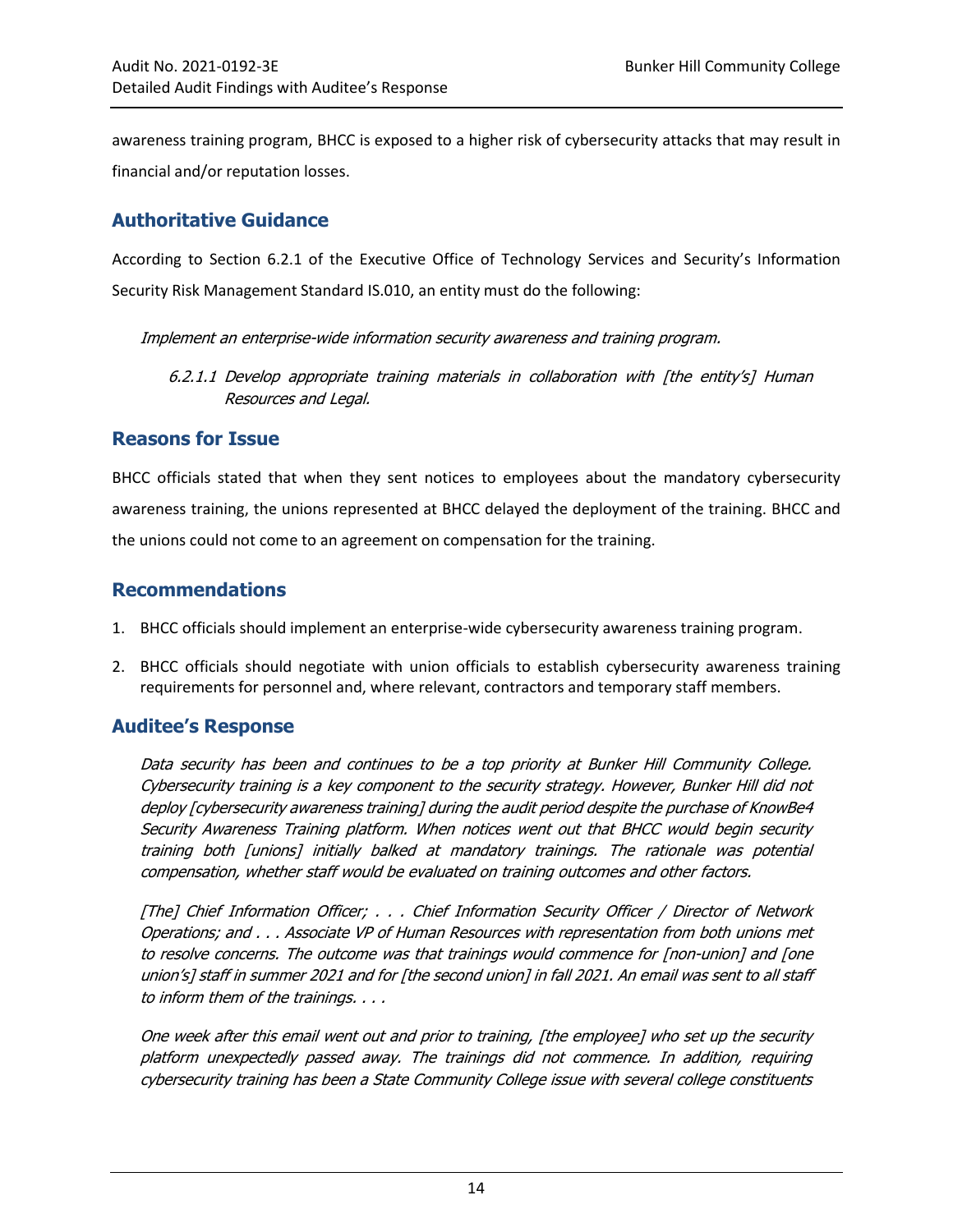awareness training program, BHCC is exposed to a higher risk of cybersecurity attacks that may result in financial and/or reputation losses.

## Authoritative Guidance

According to Section 6.2.1 of the Executive Office of Technology Services and Security's Information Security Risk Management Standard IS.010, an entity must do the following:

> *Implement an enterprise-wide information security awareness and training program.*
>
> > *6.2.1.1 Develop appropriate training materials in collaboration with [the entity's] Human Resources and Legal.*

## Reasons for Issue

BHCC officials stated that when they sent notices to employees about the mandatory cybersecurity awareness training, the unions represented at BHCC delayed the deployment of the training. BHCC and the unions could not come to an agreement on compensation for the training.

## Recommendations

1. BHCC officials should implement an enterprise-wide cybersecurity awareness training program.
2. BHCC officials should negotiate with union officials to establish cybersecurity awareness training requirements for personnel and, where relevant, contractors and temporary staff members.

## Auditee's Response

> *Data security has been and continues to be a top priority at Bunker Hill Community College. Cybersecurity training is a key component to the security strategy. However, Bunker Hill did not deploy [cybersecurity awareness training] during the audit period despite the purchase of KnowBe4 Security Awareness Training platform. When notices went out that BHCC would begin security training both [unions] initially balked at mandatory trainings. The rationale was potential compensation, whether staff would be evaluated on training outcomes and other factors.*
>
> *[The] Chief Information Officer; . . . Chief Information Security Officer / Director of Network Operations; and . . . Associate VP of Human Resources with representation from both unions met to resolve concerns. The outcome was that trainings would commence for [non-union] and [one union's] staff in summer 2021 and for [the second union] in fall 2021. An email was sent to all staff to inform them of the trainings. . . .*
>
> *One week after this email went out and prior to training, [the employee] who set up the security platform unexpectedly passed away. The trainings did not commence. In addition, requiring cybersecurity training has been a State Community College issue with several college constituents*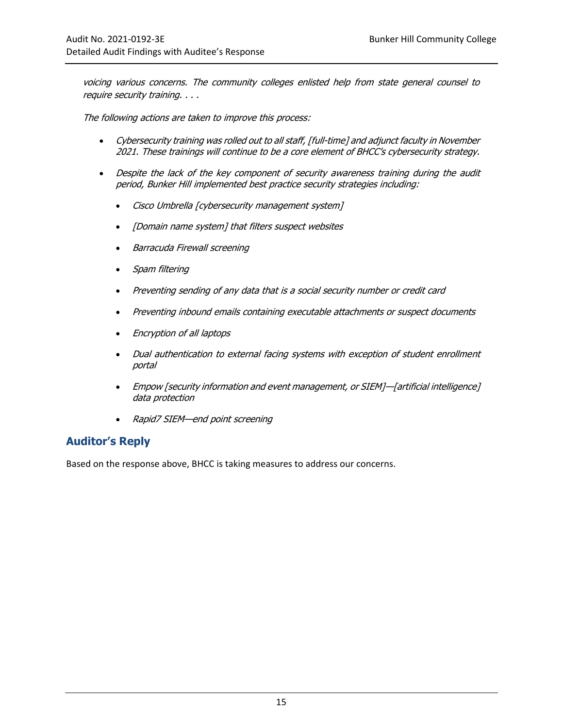*voicing various concerns. The community colleges enlisted help from state general counsel to require security training. . . .*

*The following actions are taken to improve this process:*

- *Cybersecurity training was rolled out to all staff, [full-time] and adjunct faculty in November 2021. These trainings will continue to be a core element of BHCC's cybersecurity strategy.*
- *Despite the lack of the key component of security awareness training during the audit period, Bunker Hill implemented best practice security strategies including:*
    - *Cisco Umbrella [cybersecurity management system]*
    - *[Domain name system] that filters suspect websites*
    - *Barracuda Firewall screening*
    - *Spam filtering*
    - *Preventing sending of any data that is a social security number or credit card*
    - *Preventing inbound emails containing executable attachments or suspect documents*
    - *Encryption of all laptops*
    - *Dual authentication to external facing systems with exception of student enrollment portal*
    - *Empow [security information and event management, or SIEM]—[artificial intelligence] data protection*
    - *Rapid7 SIEM—end point screening*

## Auditor's Reply

Based on the response above, BHCC is taking measures to address our concerns.